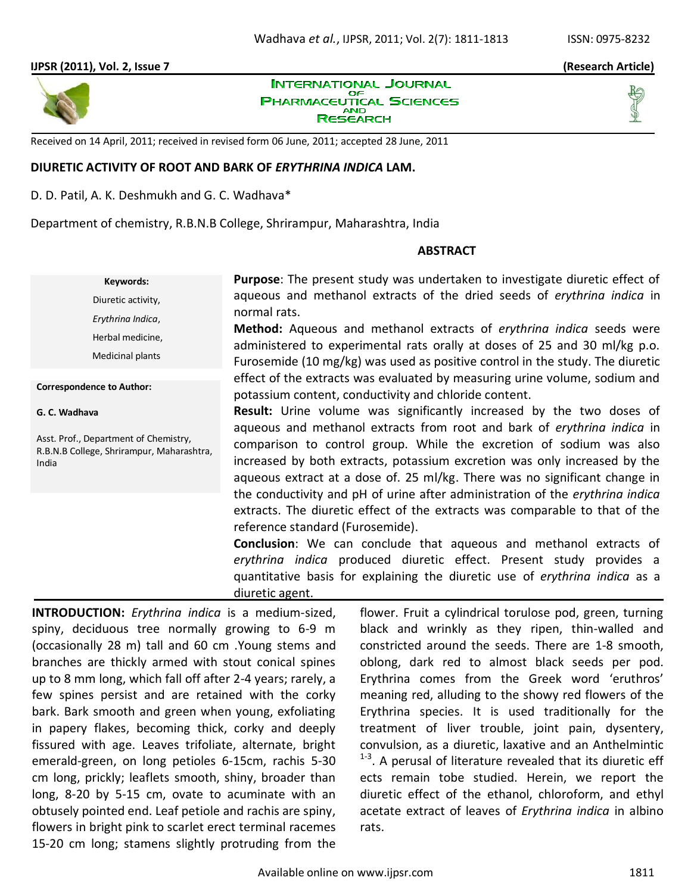Received on 14 April, 2011; received in revised form 06 June, 2011; accepted 28 June, 2011

# DIURETIC ACTIVITY OF ROOT AND BARK OF *ERYTHRINA INDICA* LAM.

D. D. Patil, A. K. Deshmukh and G. C. Wadhava*

Department of chemistry, R.B.N.B College, Shrirampur, Maharashtra, India

**Keywords:**

Diuretic activity,

*Erythrina Indica*,

Herbal medicine,

Medicinal plants

**Correspondence to Author:**

**G. C. Wadhava**

Asst. Prof., Department of Chemistry, R.B.N.B College, Shrirampur, Maharashtra, India

## ABSTRACT

**Purpose**: The present study was undertaken to investigate diuretic effect of aqueous and methanol extracts of the dried seeds of *erythrina indica* in normal rats.

**Method:** Aqueous and methanol extracts of *erythrina indica* seeds were administered to experimental rats orally at doses of 25 and 30 ml/kg p.o. Furosemide (10 mg/kg) was used as positive control in the study. The diuretic effect of the extracts was evaluated by measuring urine volume, sodium and potassium content, conductivity and chloride content.

**Result:** Urine volume was significantly increased by the two doses of aqueous and methanol extracts from root and bark of *erythrina indica* in comparison to control group. While the excretion of sodium was also increased by both extracts, potassium excretion was only increased by the aqueous extract at a dose of. 25 ml/kg. There was no significant change in the conductivity and pH of urine after administration of the *erythrina indica* extracts. The diuretic effect of the extracts was comparable to that of the reference standard (Furosemide).

**Conclusion**: We can conclude that aqueous and methanol extracts of *erythrina indica* produced diuretic effect. Present study provides a quantitative basis for explaining the diuretic use of *erythrina indica* as a diuretic agent.

**INTRODUCTION:** *Erythrina indica* is a medium-sized, spiny, deciduous tree normally growing to 6-9 m (occasionally 28 m) tall and 60 cm .Young stems and branches are thickly armed with stout conical spines up to 8 mm long, which fall off after 2-4 years; rarely, a few spines persist and are retained with the corky bark. Bark smooth and green when young, exfoliating in papery flakes, becoming thick, corky and deeply fissured with age. Leaves trifoliate, alternate, bright emerald-green, on long petioles 6-15cm, rachis 5-30 cm long, prickly; leaflets smooth, shiny, broader than long, 8-20 by 5-15 cm, ovate to acuminate with an obtusely pointed end. Leaf petiole and rachis are spiny, flowers in bright pink to scarlet erect terminal racemes 15-20 cm long; stamens slightly protruding from the flower. Fruit a cylindrical torulose pod, green, turning black and wrinkly as they ripen, thin-walled and constricted around the seeds. There are 1-8 smooth, oblong, dark red to almost black seeds per pod. Erythrina comes from the Greek word 'eruthros' meaning red, alluding to the showy red flowers of the Erythrina species. It is used traditionally for the treatment of liver trouble, joint pain, dysentery, convulsion, as a diuretic, laxative and an Anthelmintic [1-3]. A perusal of literature revealed that its diuretic eff ects remain tobe studied. Herein, we report the diuretic effect of the ethanol, chloroform, and ethyl acetate extract of leaves of *Erythrina indica* in albino rats.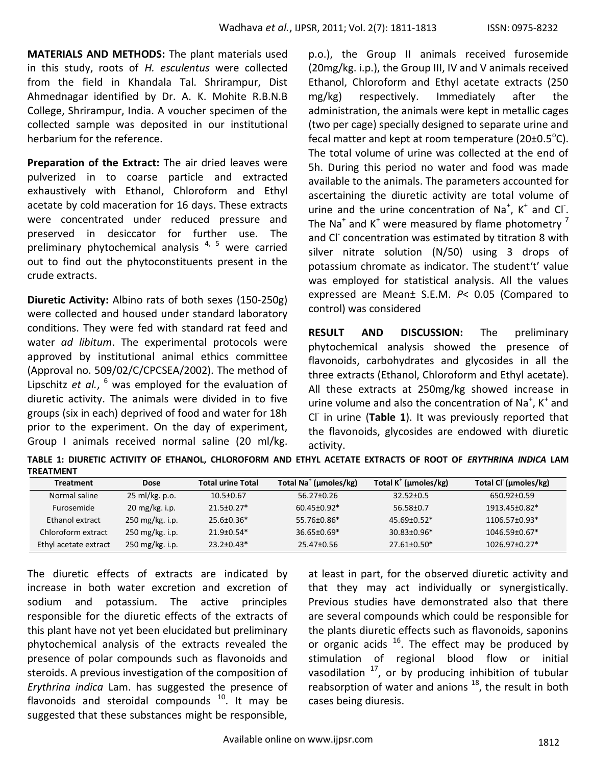**MATERIALS AND METHODS:** The plant materials used in this study, roots of *H. esculentus* were collected from the field in Khandala Tal. Shrirampur, Dist Ahmednagar identified by Dr. A. K. Mohite R.B.N.B College, Shrirampur, India. A voucher specimen of the collected sample was deposited in our institutional herbarium for the reference.

**Preparation of the Extract:** The air dried leaves were pulverized in to coarse particle and extracted exhaustively with Ethanol, Chloroform and Ethyl acetate by cold maceration for 16 days. These extracts were concentrated under reduced pressure and preserved in desiccator for further use. The preliminary phytochemical analysis [4, 5] were carried out to find out the phytoconstituents present in the crude extracts.

**Diuretic Activity:** Albino rats of both sexes (150-250g) were collected and housed under standard laboratory conditions. They were fed with standard rat feed and water *ad libitum*. The experimental protocols were approved by institutional animal ethics committee (Approval no. 509/02/C/CPCSEA/2002). The method of Lipschitz *et al.*, [6] was employed for the evaluation of diuretic activity. The animals were divided in to five groups (six in each) deprived of food and water for 18h prior to the experiment. On the day of experiment, Group I animals received normal saline (20 ml/kg. p.o.), the Group II animals received furosemide (20mg/kg. i.p.), the Group III, IV and V animals received Ethanol, Chloroform and Ethyl acetate extracts (250 mg/kg) respectively. Immediately after the administration, the animals were kept in metallic cages (two per cage) specially designed to separate urine and fecal matter and kept at room temperature (20±0.5°C). The total volume of urine was collected at the end of 5h. During this period no water and food was made available to the animals. The parameters accounted for ascertaining the diuretic activity are total volume of urine and the urine concentration of $Na^+$, $K^+$ and $Cl^-$. The $Na^+$ and $K^+$ were measured by flame photometry [7] and $Cl^-$ concentration was estimated by titration 8 with silver nitrate solution (N/50) using 3 drops of potassium chromate as indicator. The student't' value was employed for statistical analysis. All the values expressed are Mean± S.E.M. $P< 0.05$ (Compared to control) was considered

**RESULT AND DISCUSSION:** The preliminary phytochemical analysis showed the presence of flavonoids, carbohydrates and glycosides in all the three extracts (Ethanol, Chloroform and Ethyl acetate). All these extracts at 250mg/kg showed increase in urine volume and also the concentration of $Na^+$, $K^+$ and $Cl^-$ in urine (**Table 1**). It was previously reported that the flavonoids, glycosides are endowed with diuretic activity.

**TABLE 1: DIURETIC ACTIVITY OF ETHANOL, CHLOROFORM AND ETHYL ACETATE EXTRACTS OF ROOT OF *ERYTHRINA INDICA* LAM TREATMENT**

| Treatment | Dose | Total urine Total | Total $Na^+$ (μmoles/kg) | Total $K^+$ (μmoles/kg) | Total $Cl^-$ (μmoles/kg) |
|---|---|---|---|---|---|
| Normal saline | 25 ml/kg. p.o. | 10.5±0.67 | 56.27±0.26 | 32.52±0.5 | 650.92±0.59 |
| Furosemide | 20 mg/kg. i.p. | 21.5±0.27* | 60.45±0.92* | 56.58±0.7 | 1913.45±0.82* |
| Ethanol extract | 250 mg/kg. i.p. | 25.6±0.36* | 55.76±0.86* | 45.69±0.52* | 1106.57±0.93* |
| Chloroform extract | 250 mg/kg. i.p. | 21.9±0.54* | 36.65±0.69* | 30.83±0.96* | 1046.59±0.67* |
| Ethyl acetate extract | 250 mg/kg. i.p. | 23.2±0.43* | 25.47±0.56 | 27.61±0.50* | 1026.97±0.27* |

The diuretic effects of extracts are indicated by increase in both water excretion and excretion of sodium and potassium. The active principles responsible for the diuretic effects of the extracts of this plant have not yet been elucidated but preliminary phytochemical analysis of the extracts revealed the presence of polar compounds such as flavonoids and steroids. A previous investigation of the composition of *Erythrina indica* Lam. has suggested the presence of flavonoids and steroidal compounds [10]. It may be suggested that these substances might be responsible, at least in part, for the observed diuretic activity and that they may act individually or synergistically. Previous studies have demonstrated also that there are several compounds which could be responsible for the plants diuretic effects such as flavonoids, saponins or organic acids [16]. The effect may be produced by stimulation of regional blood flow or initial vasodilation [17], or by producing inhibition of tubular reabsorption of water and anions [18], the result in both cases being diuresis.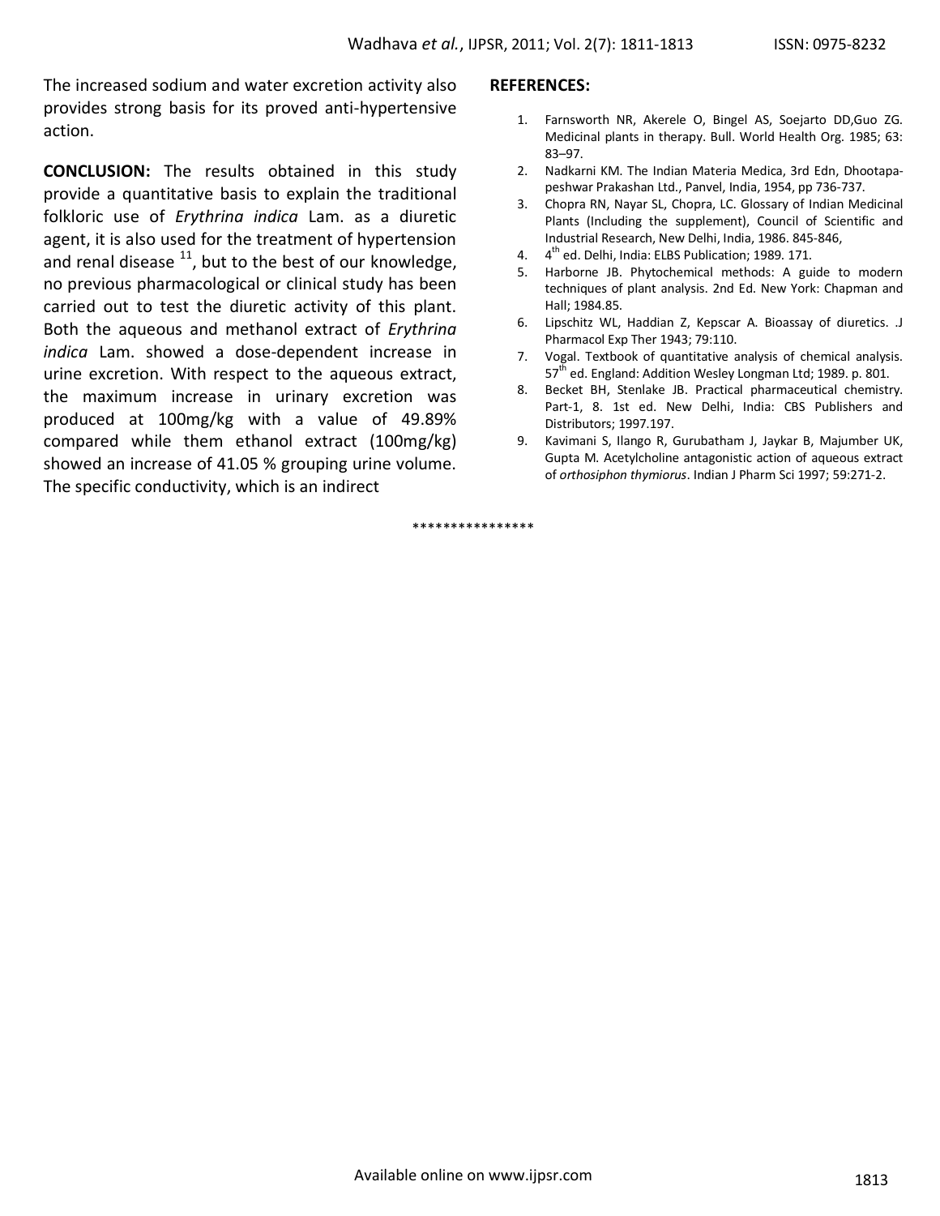The increased sodium and water excretion activity also provides strong basis for its proved anti-hypertensive action.

**CONCLUSION:** The results obtained in this study provide a quantitative basis to explain the traditional folkloric use of *Erythrina indica* Lam. as a diuretic agent, it is also used for the treatment of hypertension and renal disease [11], but to the best of our knowledge, no previous pharmacological or clinical study has been carried out to test the diuretic activity of this plant. Both the aqueous and methanol extract of *Erythrina indica* Lam. showed a dose-dependent increase in urine excretion. With respect to the aqueous extract, the maximum increase in urinary excretion was produced at 100mg/kg with a value of 49.89% compared while them ethanol extract (100mg/kg) showed an increase of 41.05 % grouping urine volume. The specific conductivity, which is an indirect

## REFERENCES:

1. Farnsworth NR, Akerele O, Bingel AS, Soejarto DD,Guo ZG. Medicinal plants in therapy. Bull. World Health Org. 1985; 63: 83–97.
2. Nadkarni KM. The Indian Materia Medica, 3rd Edn, Dhootapa-peshwar Prakashan Ltd., Panvel, India, 1954, pp 736-737.
3. Chopra RN, Nayar SL, Chopra, LC. Glossary of Indian Medicinal Plants (Including the supplement), Council of Scientific and Industrial Research, New Delhi, India, 1986. 845-846,
4. 4th ed. Delhi, India: ELBS Publication; 1989. 171.
5. Harborne JB. Phytochemical methods: A guide to modern techniques of plant analysis. 2nd Ed. New York: Chapman and Hall; 1984.85.
6. Lipschitz WL, Haddian Z, Kepscar A. Bioassay of diuretics. .J Pharmacol Exp Ther 1943; 79:110.
7. Vogal. Textbook of quantitative analysis of chemical analysis. 57th ed. England: Addition Wesley Longman Ltd; 1989. p. 801.
8. Becket BH, Stenlake JB. Practical pharmaceutical chemistry. Part-1, 8. 1st ed. New Delhi, India: CBS Publishers and Distributors; 1997.197.
9. Kavimani S, Ilango R, Gurubatham J, Jaykar B, Majumber UK, Gupta M. Acetylcholine antagonistic action of aqueous extract of *orthosiphon thymiorus*. Indian J Pharm Sci 1997; 59:271-2.

****************